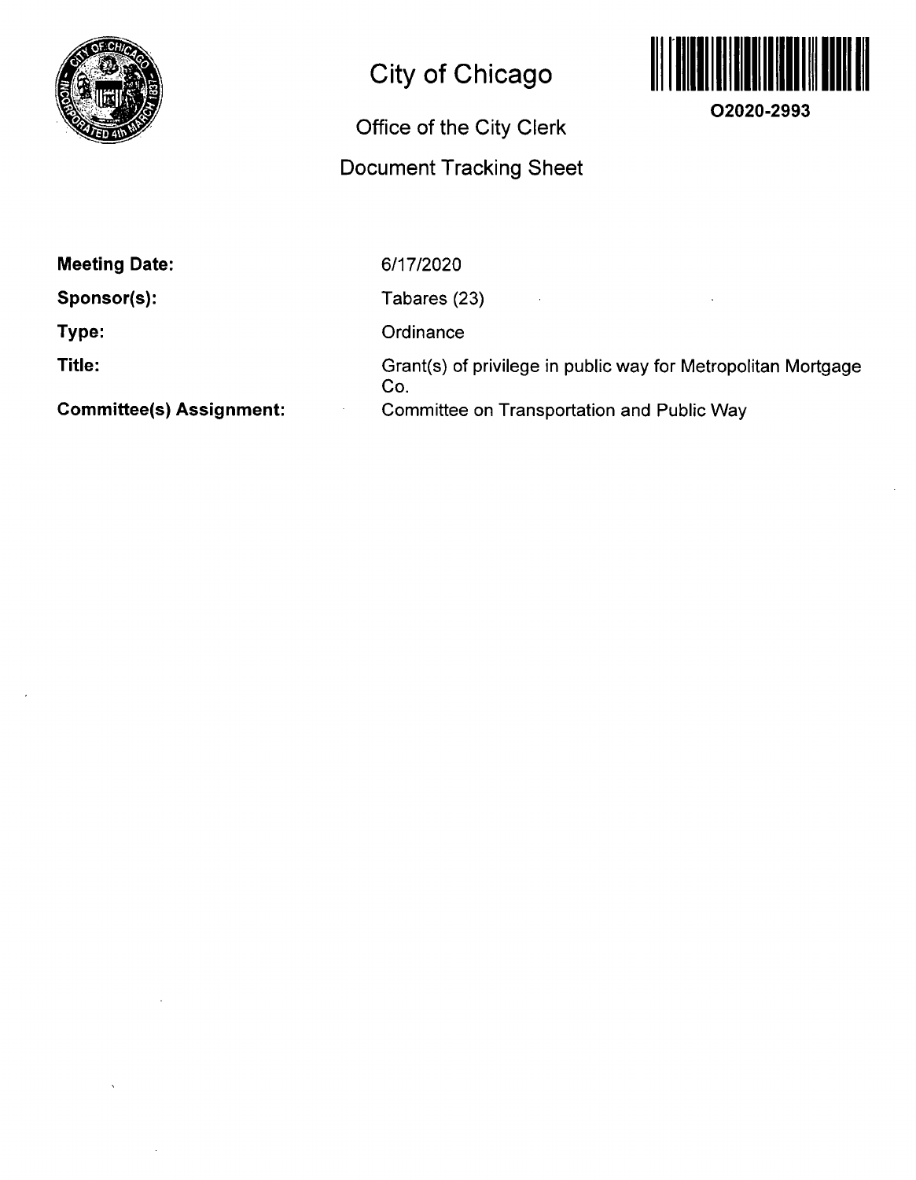# City of Chicago

## Office of the City Clerk

## Document Tracking Sheet

O2020-2993

**Meeting Date:** 6/17/2020

**Sponsor(s):** Tabares (23)

**Type:** Ordinance

**Title:** Grant(s) of privilege in public way for Metropolitan Mortgage Co.

**Committee(s) Assignment:** Committee on Transportation and Public Way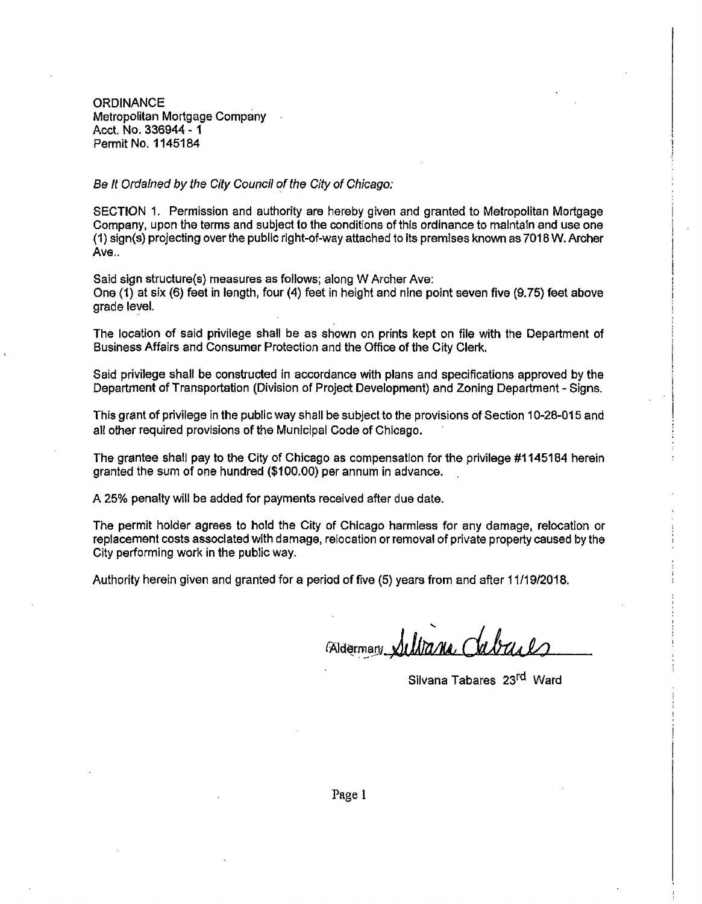ORDINANCE
Metropolitan Mortgage Company
Acct. No. 336944 - 1
Permit No. 1145184

*Be It Ordained by the City Council of the City of Chicago:*

SECTION 1. Permission and authority are hereby given and granted to Metropolitan Mortgage Company, upon the terms and subject to the conditions of this ordinance to maintain and use one (1) sign(s) projecting over the public right-of-way attached to its premises known as 7018 W. Archer Ave..

Said sign structure(s) measures as follows; along W Archer Ave:
One (1) at six (6) feet in length, four (4) feet in height and nine point seven five (9.75) feet above grade level.

The location of said privilege shall be as shown on prints kept on file with the Department of Business Affairs and Consumer Protection and the Office of the City Clerk.

Said privilege shall be constructed in accordance with plans and specifications approved by the Department of Transportation (Division of Project Development) and Zoning Department - Signs.

This grant of privilege in the public way shall be subject to the provisions of Section 10-28-015 and all other required provisions of the Municipal Code of Chicago.

The grantee shall pay to the City of Chicago as compensation for the privilege #1145184 herein granted the sum of one hundred ($100.00) per annum in advance.

A 25% penalty will be added for payments received after due date.

The permit holder agrees to hold the City of Chicago harmless for any damage, relocation or replacement costs associated with damage, relocation or removal of private property caused by the City performing work in the public way.

Authority herein given and granted for a period of five (5) years from and after 11/19/2018.

Alderman Silvana Tabares

Silvana Tabares 23rd Ward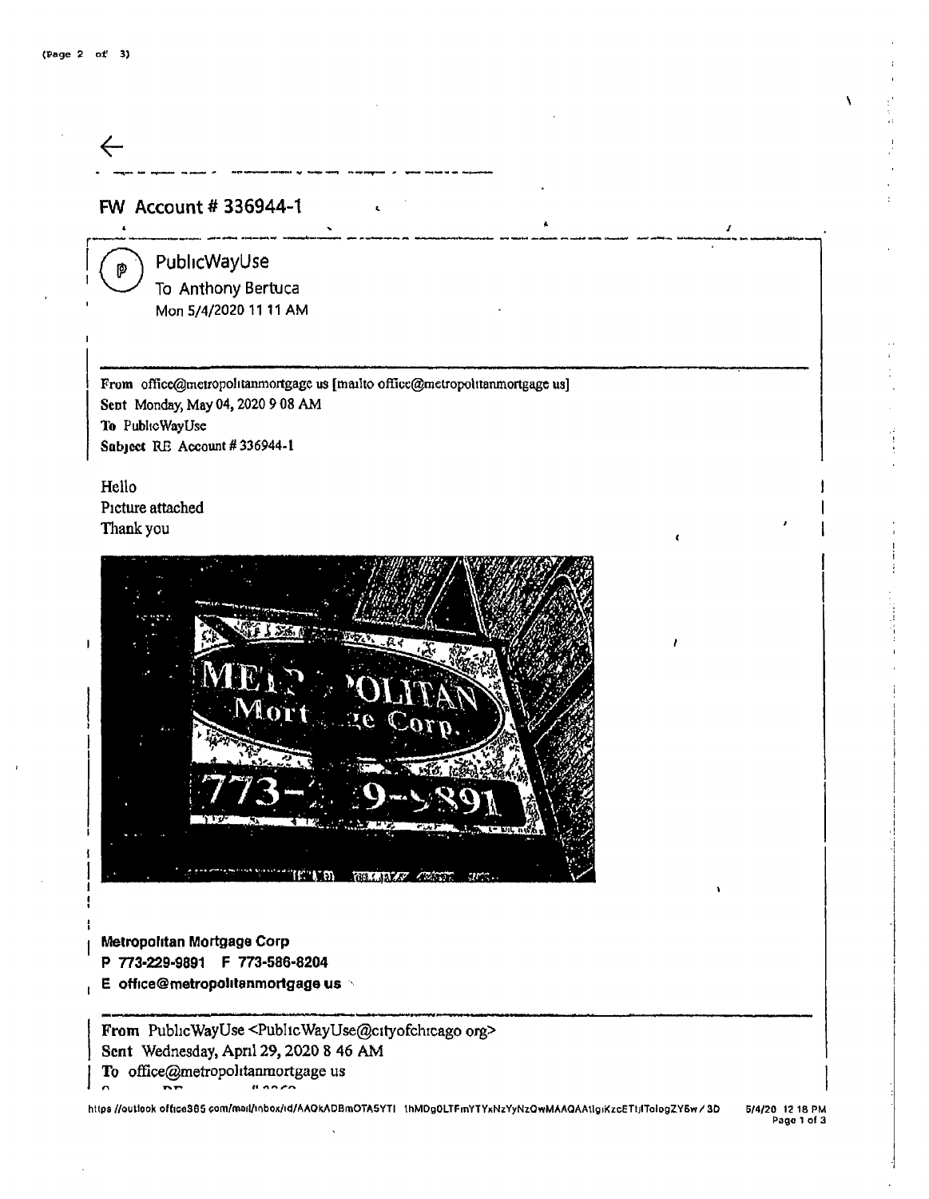←

## FW Account # 336944-1

PublicWayUse
To Anthony Bertuca
Mon 5/4/2020 11 11 AM

---

**From** office@metropolitanmortgage us [mailto office@metropolitanmortgage us]
**Sent** Monday, May 04, 2020 9 08 AM
**To** PublicWayUse
**Subject** RE Account # 336944-1

Hello
Picture attached
Thank you

**Metropolitan Mortgage Corp**
**P 773-229-9891 F 773-586-8204**
**E office@metropolitanmortgage us**

---

**From** PublicWayUse <PublicWayUse@cityofchicago org>
**Sent** Wednesday, April 29, 2020 8 46 AM
**To** office@metropolitanmortgage us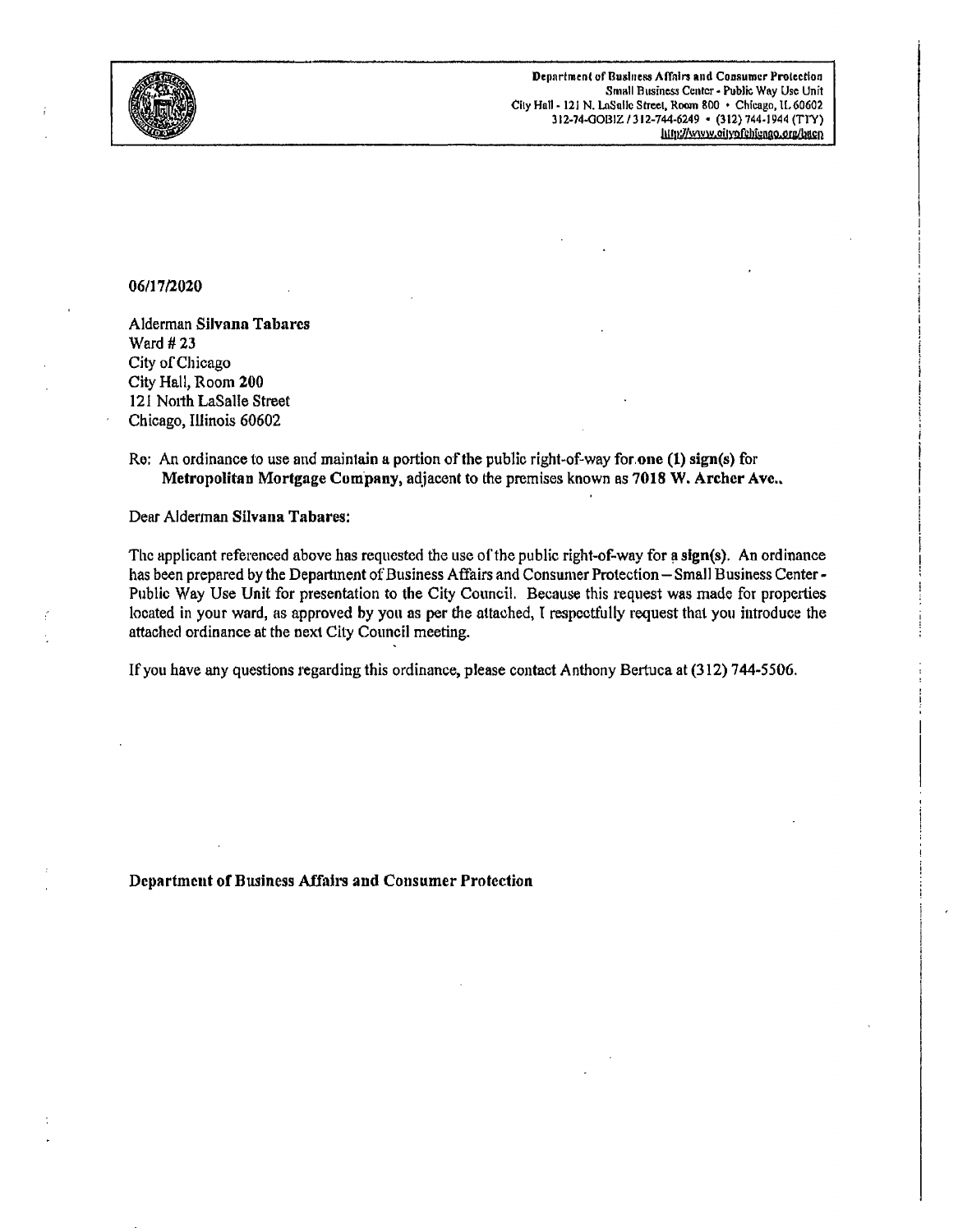**Department of Business Affairs and Consumer Protection**
Small Business Center - Public Way Use Unit
City Hall - 121 N. LaSalle Street, Room 800 • Chicago, IL 60602
312-74-GOBIZ / 312-744-6249 • (312) 744-1944 (TTY)
http://www.cityofchicago.org/bacp

06/17/2020

Alderman **Silvana Tabares**
Ward # **23**
City of Chicago
City Hall, Room **200**
121 North LaSalle Street
Chicago, Illinois 60602

Re: An ordinance to use and maintain a portion of the public right-of-way for **one (1) sign(s)** for **Metropolitan Mortgage Company**, adjacent to the premises known as **7018 W. Archer Ave.**.

Dear Alderman **Silvana Tabares**:

The applicant referenced above has requested the use of the public right-of-way for **a sign(s)**. An ordinance has been prepared by the Department of Business Affairs and Consumer Protection – Small Business Center - Public Way Use Unit for presentation to the City Council. Because this request was made for properties located in your ward, as approved by you as per the attached, I respectfully request that you introduce the attached ordinance at the next City Council meeting.

If you have any questions regarding this ordinance, please contact Anthony Bertuca at (312) 744-5506.

**Department of Business Affairs and Consumer Protection**